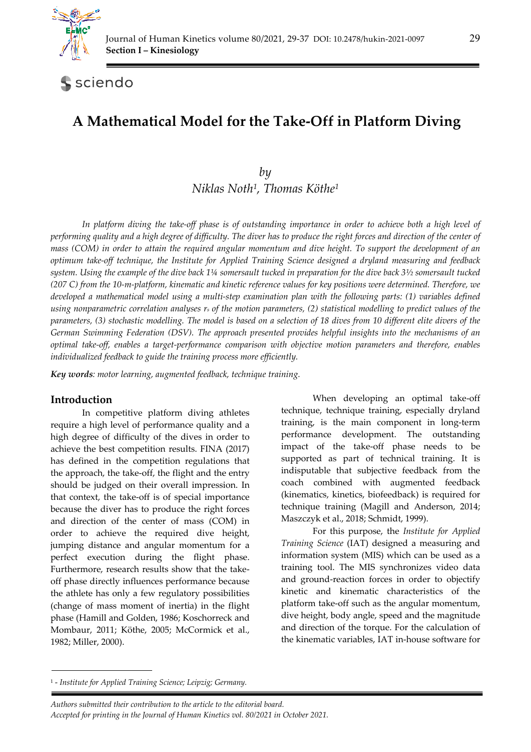# A Mathematical Model for the Take-Off in Platform Diving

*by*

*Niklas Noth[1], Thomas Köthe[1]*

*In platform diving the take-off phase is of outstanding importance in order to achieve both a high level of performing quality and a high degree of difficulty. The diver has to produce the right forces and direction of the center of mass (COM) in order to attain the required angular momentum and dive height. To support the development of an optimum take-off technique, the Institute for Applied Training Science designed a dryland measuring and feedback system. Using the example of the dive back 1¼ somersault tucked in preparation for the dive back 3½ somersault tucked (207 C) from the 10-m-platform, kinematic and kinetic reference values for key positions were determined. Therefore, we developed a mathematical model using a multi-step examination plan with the following parts: (1) variables defined using nonparametric correlation analyses $r_s$ of the motion parameters, (2) statistical modelling to predict values of the parameters, (3) stochastic modelling. The model is based on a selection of 18 dives from 10 different elite divers of the German Swimming Federation (DSV). The approach presented provides helpful insights into the mechanisms of an optimal take-off, enables a target-performance comparison with objective motion parameters and therefore, enables individualized feedback to guide the training process more efficiently.*

***Key words**: motor learning, augmented feedback, technique training.*

## Introduction

In competitive platform diving athletes require a high level of performance quality and a high degree of difficulty of the dives in order to achieve the best competition results. FINA (2017) has defined in the competition regulations that the approach, the take-off, the flight and the entry should be judged on their overall impression. In that context, the take-off is of special importance because the diver has to produce the right forces and direction of the center of mass (COM) in order to achieve the required dive height, jumping distance and angular momentum for a perfect execution during the flight phase. Furthermore, research results show that the take-off phase directly influences performance because the athlete has only a few regulatory possibilities (change of mass moment of inertia) in the flight phase (Hamill and Golden, 1986; Koschorreck and Mombaur, 2011; Köthe, 2005; McCormick et al., 1982; Miller, 2000).

When developing an optimal take-off technique, technique training, especially dryland training, is the main component in long-term performance development. The outstanding impact of the take-off phase needs to be supported as part of technical training. It is indisputable that subjective feedback from the coach combined with augmented feedback (kinematics, kinetics, biofeedback) is required for technique training (Magill and Anderson, 2014; Maszczyk et al., 2018; Schmidt, 1999).

For this purpose, the *Institute for Applied Training Science* (IAT) designed a measuring and information system (MIS) which can be used as a training tool. The MIS synchronizes video data and ground-reaction forces in order to objectify kinetic and kinematic characteristics of the platform take-off such as the angular momentum, dive height, body angle, speed and the magnitude and direction of the torque. For the calculation of the kinematic variables, IAT in-house software for

[1] - *Institute for Applied Training Science; Leipzig; Germany.*

*Authors submitted their contribution to the article to the editorial board.*
*Accepted for printing in the Journal of Human Kinetics vol. 80/2021 in October 2021.*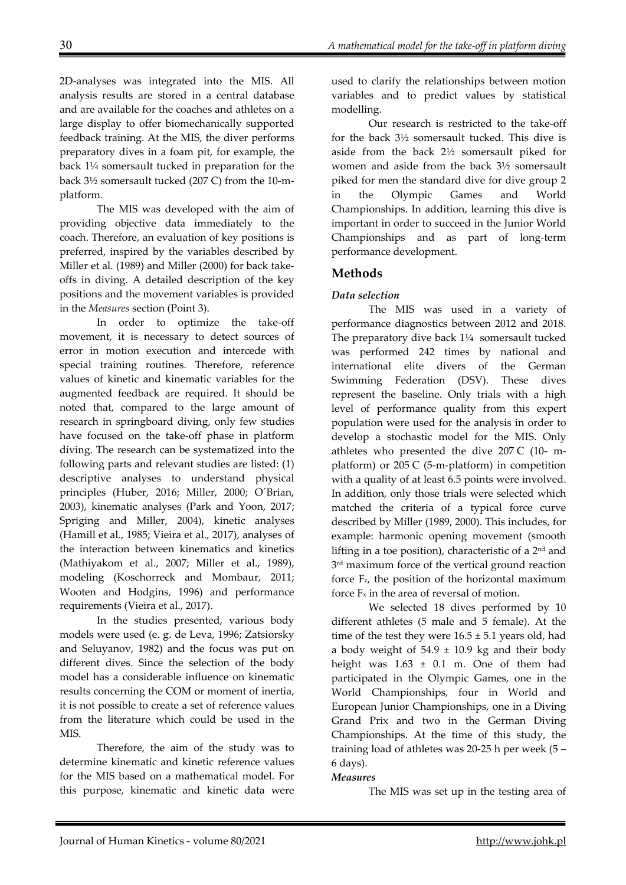2D-analyses was integrated into the MIS. All analysis results are stored in a central database and are available for the coaches and athletes on a large display to offer biomechanically supported feedback training. At the MIS, the diver performs preparatory dives in a foam pit, for example, the back 1¼ somersault tucked in preparation for the back 3½ somersault tucked (207 C) from the 10-m-platform.

The MIS was developed with the aim of providing objective data immediately to the coach. Therefore, an evaluation of key positions is preferred, inspired by the variables described by Miller et al. (1989) and Miller (2000) for back take-offs in diving. A detailed description of the key positions and the movement variables is provided in the *Measures* section (Point 3).

In order to optimize the take-off movement, it is necessary to detect sources of error in motion execution and intercede with special training routines. Therefore, reference values of kinetic and kinematic variables for the augmented feedback are required. It should be noted that, compared to the large amount of research in springboard diving, only few studies have focused on the take-off phase in platform diving. The research can be systematized into the following parts and relevant studies are listed: (1) descriptive analyses to understand physical principles (Huber, 2016; Miller, 2000; O´Brian, 2003), kinematic analyses (Park and Yoon, 2017; Spriging and Miller, 2004), kinetic analyses (Hamill et al., 1985; Vieira et al., 2017), analyses of the interaction between kinematics and kinetics (Mathiyakom et al., 2007; Miller et al., 1989), modeling (Koschorreck and Mombaur, 2011; Wooten and Hodgins, 1996) and performance requirements (Vieira et al., 2017).

In the studies presented, various body models were used (e. g. de Leva, 1996; Zatsiorsky and Seluyanov, 1982) and the focus was put on different dives. Since the selection of the body model has a considerable influence on kinematic results concerning the COM or moment of inertia, it is not possible to create a set of reference values from the literature which could be used in the MIS.

Therefore, the aim of the study was to determine kinematic and kinetic reference values for the MIS based on a mathematical model. For this purpose, kinematic and kinetic data were used to clarify the relationships between motion variables and to predict values by statistical modelling.

Our research is restricted to the take-off for the back 3½ somersault tucked. This dive is aside from the back 2½ somersault piked for women and aside from the back 3½ somersault piked for men the standard dive for dive group 2 in the Olympic Games and World Championships. In addition, learning this dive is important in order to succeed in the Junior World Championships and as part of long-term performance development.

## Methods

### *Data selection*

The MIS was used in a variety of performance diagnostics between 2012 and 2018. The preparatory dive back 1¼ somersault tucked was performed 242 times by national and international elite divers of the German Swimming Federation (DSV). These dives represent the baseline. Only trials with a high level of performance quality from this expert population were used for the analysis in order to develop a stochastic model for the MIS. Only athletes who presented the dive 207 C (10- m-platform) or 205 C (5-m-platform) in competition with a quality of at least 6.5 points were involved. In addition, only those trials were selected which matched the criteria of a typical force curve described by Miller (1989, 2000). This includes, for example: harmonic opening movement (smooth lifting in a toe position), characteristic of a 2nd and 3rd maximum force of the vertical ground reaction force $F_z$, the position of the horizontal maximum force $F_x$ in the area of reversal of motion.

We selected 18 dives performed by 10 different athletes (5 male and 5 female). At the time of the test they were $16.5 \pm 5.1$ years old, had a body weight of $54.9 \pm 10.9$ kg and their body height was $1.63 \pm 0.1$ m. One of them had participated in the Olympic Games, one in the World Championships, four in World and European Junior Championships, one in a Diving Grand Prix and two in the German Diving Championships. At the time of this study, the training load of athletes was 20-25 h per week (5 – 6 days).

### *Measures*

The MIS was set up in the testing area of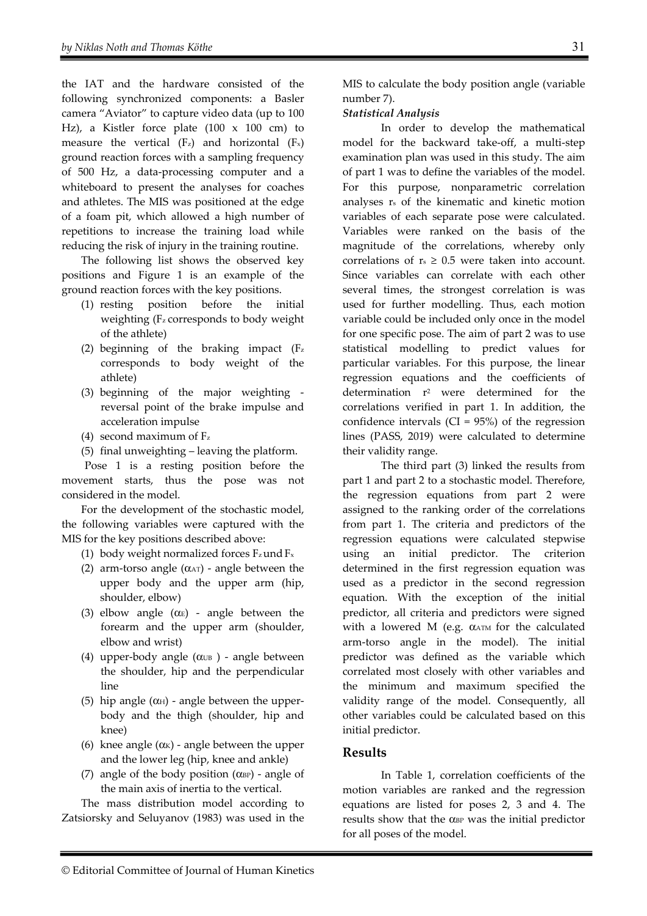the IAT and the hardware consisted of the following synchronized components: a Basler camera "Aviator" to capture video data (up to 100 Hz), a Kistler force plate (100 x 100 cm) to measure the vertical ($F_z$) and horizontal ($F_x$) ground reaction forces with a sampling frequency of 500 Hz, a data-processing computer and a whiteboard to present the analyses for coaches and athletes. The MIS was positioned at the edge of a foam pit, which allowed a high number of repetitions to increase the training load while reducing the risk of injury in the training routine.

The following list shows the observed key positions and Figure 1 is an example of the ground reaction forces with the key positions.

(1) resting position before the initial weighting ($F_z$ corresponds to body weight of the athlete)
(2) beginning of the braking impact ($F_z$ corresponds to body weight of the athlete)
(3) beginning of the major weighting - reversal point of the brake impulse and acceleration impulse
(4) second maximum of $F_z$
(5) final unweighting – leaving the platform.

Pose 1 is a resting position before the movement starts, thus the pose was not considered in the model.

For the development of the stochastic model, the following variables were captured with the MIS for the key positions described above:

(1) body weight normalized forces $F_z$ und $F_x$
(2) arm-torso angle ($\alpha_{AT}$) - angle between the upper body and the upper arm (hip, shoulder, elbow)
(3) elbow angle ($\alpha_E$) - angle between the forearm and the upper arm (shoulder, elbow and wrist)
(4) upper-body angle ($\alpha_{UB}$ ) - angle between the shoulder, hip and the perpendicular line
(5) hip angle ($\alpha_H$) - angle between the upper-body and the thigh (shoulder, hip and knee)
(6) knee angle ($\alpha_K$) - angle between the upper and the lower leg (hip, knee and ankle)
(7) angle of the body position ($\alpha_{BP}$) - angle of the main axis of inertia to the vertical.

The mass distribution model according to Zatsiorsky and Seluyanov (1983) was used in the MIS to calculate the body position angle (variable number 7).

***Statistical Analysis***

In order to develop the mathematical model for the backward take-off, a multi-step examination plan was used in this study. The aim of part 1 was to define the variables of the model. For this purpose, nonparametric correlation analyses $r_s$ of the kinematic and kinetic motion variables of each separate pose were calculated. Variables were ranked on the basis of the magnitude of the correlations, whereby only correlations of $r_s \geq 0.5$ were taken into account. Since variables can correlate with each other several times, the strongest correlation is was used for further modelling. Thus, each motion variable could be included only once in the model for one specific pose. The aim of part 2 was to use statistical modelling to predict values for particular variables. For this purpose, the linear regression equations and the coefficients of determination $r^2$ were determined for the correlations verified in part 1. In addition, the confidence intervals (CI = 95%) of the regression lines (PASS, 2019) were calculated to determine their validity range.

The third part (3) linked the results from part 1 and part 2 to a stochastic model. Therefore, the regression equations from part 2 were assigned to the ranking order of the correlations from part 1. The criteria and predictors of the regression equations were calculated stepwise using an initial predictor. The criterion determined in the first regression equation was used as a predictor in the second regression equation. With the exception of the initial predictor, all criteria and predictors were signed with a lowered M (e.g. $\alpha_{ATM}$ for the calculated arm-torso angle in the model). The initial predictor was defined as the variable which correlated most closely with other variables and the minimum and maximum specified the validity range of the model. Consequently, all other variables could be calculated based on this initial predictor.

## Results

In Table 1, correlation coefficients of the motion variables are ranked and the regression equations are listed for poses 2, 3 and 4. The results show that the $\alpha_{BP}$ was the initial predictor for all poses of the model.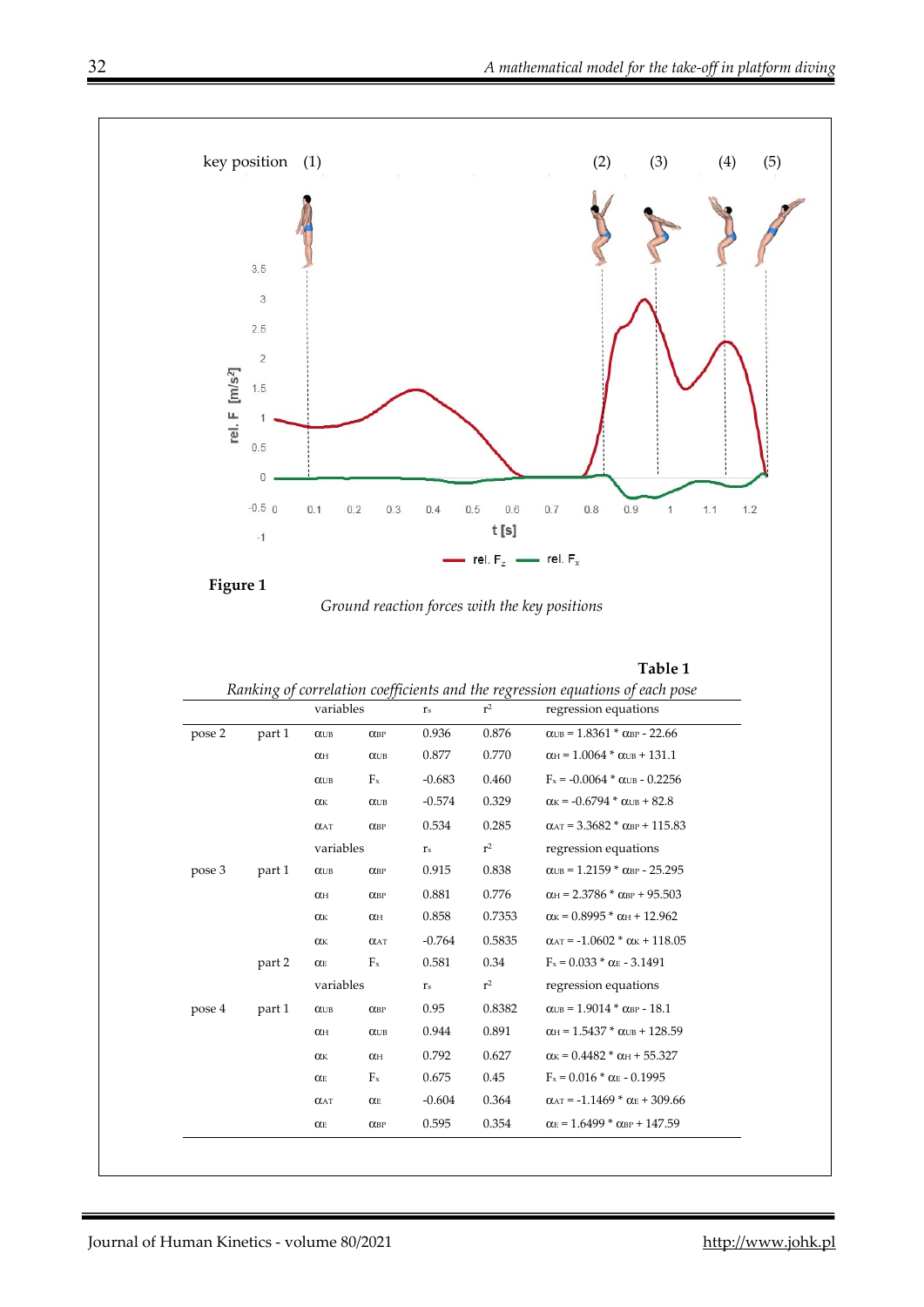**Figure 1**

*Ground reaction forces with the key positions*

**Table 1**

*Ranking of correlation coefficients and the regression equations of each pose*

| | | variables | | $r_s$ | $r^2$ | regression equations |
|---|---|---|---|---|---|---|
| pose 2 | part 1 | $\alpha_{UB}$ | $\alpha_{BP}$ | 0.936 | 0.876 | $\alpha_{UB} = 1.8361 * \alpha_{BP} - 22.66$ |
| | | $\alpha_H$ | $\alpha_{UB}$ | 0.877 | 0.770 | $\alpha_H = 1.0064 * \alpha_{UB} + 131.1$ |
| | | $\alpha_{UB}$ | $F_x$ | -0.683 | 0.460 | $F_x = -0.0064 * \alpha_{UB} - 0.2256$ |
| | | $\alpha_K$ | $\alpha_{UB}$ | -0.574 | 0.329 | $\alpha_K = -0.6794 * \alpha_{UB} + 82.8$ |
| | | $\alpha_{AT}$ | $\alpha_{BP}$ | 0.534 | 0.285 | $\alpha_{AT} = 3.3682 * \alpha_{BP} + 115.83$ |
| | | variables | | $r_s$ | $r^2$ | regression equations |
| pose 3 | part 1 | $\alpha_{UB}$ | $\alpha_{BP}$ | 0.915 | 0.838 | $\alpha_{UB} = 1.2159 * \alpha_{BP} - 25.295$ |
| | | $\alpha_H$ | $\alpha_{BP}$ | 0.881 | 0.776 | $\alpha_H = 2.3786 * \alpha_{BP} + 95.503$ |
| | | $\alpha_K$ | $\alpha_H$ | 0.858 | 0.7353 | $\alpha_K = 0.8995 * \alpha_H + 12.962$ |
| | | $\alpha_K$ | $\alpha_{AT}$ | -0.764 | 0.5835 | $\alpha_{AT} = -1.0602 * \alpha_K + 118.05$ |
| | part 2 | $\alpha_E$ | $F_x$ | 0.581 | 0.34 | $F_x = 0.033 * \alpha_E - 3.1491$ |
| | | variables | | $r_s$ | $r^2$ | regression equations |
| pose 4 | part 1 | $\alpha_{UB}$ | $\alpha_{BP}$ | 0.95 | 0.8382 | $\alpha_{UB} = 1.9014 * \alpha_{BP} - 18.1$ |
| | | $\alpha_H$ | $\alpha_{UB}$ | 0.944 | 0.891 | $\alpha_H = 1.5437 * \alpha_{UB} + 128.59$ |
| | | $\alpha_K$ | $\alpha_H$ | 0.792 | 0.627 | $\alpha_K = 0.4482 * \alpha_H + 55.327$ |
| | | $\alpha_E$ | $F_x$ | 0.675 | 0.45 | $F_x = 0.016 * \alpha_E - 0.1995$ |
| | | $\alpha_{AT}$ | $\alpha_E$ | -0.604 | 0.364 | $\alpha_{AT} = -1.1469 * \alpha_E + 309.66$ |
| | | $\alpha_E$ | $\alpha_{BP}$ | 0.595 | 0.354 | $\alpha_E = 1.6499 * \alpha_{BP} + 147.59$ |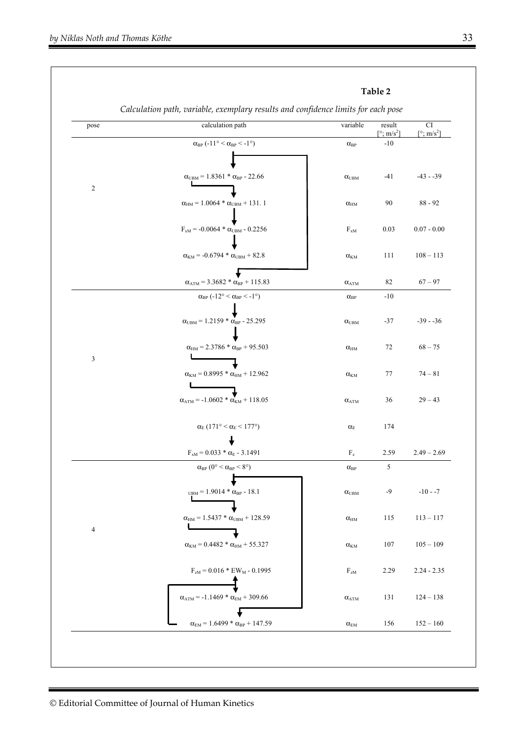**Table 2**

*Calculation path, variable, exemplary results and confidence limits for each pose*

| pose | calculation path | variable | result [°; m/s²] | CI [°; m/s²] |
|---|---|---|---|---|
| 2 | $\alpha_{BP}$ ($-11° < \alpha_{BP} < -1°$) | $\alpha_{BP}$ | -10 | |
| | $\alpha_{UBM} = 1.8361 * \alpha_{BP} - 22.66$ | $\alpha_{UBM}$ | -41 | -43 - -39 |
| | $\alpha_{HM} = 1.0064 * \alpha_{UBM} + 131.1$ | $\alpha_{HM}$ | 90 | 88 - 92 |
| | $F_{xM} = -0.0064 * \alpha_{UBM} - 0.2256$ | $F_{xM}$ | 0.03 | 0.07 - 0.00 |
| | $\alpha_{KM} = -0.6794 * \alpha_{UBM} + 82.8$ | $\alpha_{KM}$ | 111 | 108 – 113 |
| | $\alpha_{ATM} = 3.3682 * \alpha_{BP} + 115.83$ | $\alpha_{ATM}$ | 82 | 67 – 97 |
| 3 | $\alpha_{BP}$ ($-12° < \alpha_{BP} < -1°$) | $\alpha_{BP}$ | -10 | |
| | $\alpha_{UBM} = 1.2159 * \alpha_{BP} - 25.295$ | $\alpha_{UBM}$ | -37 | -39 - -36 |
| | $\alpha_{HM} = 2.3786 * \alpha_{BP} + 95.503$ | $\alpha_{HM}$ | 72 | 68 – 75 |
| | $\alpha_{KM} = 0.8995 * \alpha_{HM} + 12.962$ | $\alpha_{KM}$ | 77 | 74 – 81 |
| | $\alpha_{ATM} = -1.0602 * \alpha_{KM} + 118.05$ | $\alpha_{ATM}$ | 36 | 29 – 43 |
| | $\alpha_{E}$ ($171° < \alpha_{E} < 177°$) | $\alpha_{E}$ | 174 | |
| | $F_{xM} = 0.033 * \alpha_{E} - 3.1491$ | $F_{z}$ | 2.59 | 2.49 – 2.69 |
| 4 | $\alpha_{BP}$ ($0° < \alpha_{BP} < 8°$) | $\alpha_{BP}$ | 5 | |
| | ${}_{UBM} = 1.9014 * \alpha_{BP} - 18.1$ | $\alpha_{UBM}$ | -9 | -10 - -7 |
| | $\alpha_{HM} = 1.5437 * \alpha_{UBM} + 128.59$ | $\alpha_{HM}$ | 115 | 113 – 117 |
| | $\alpha_{KM} = 0.4482 * \alpha_{HM} + 55.327$ | $\alpha_{KM}$ | 107 | 105 – 109 |
| | $F_{zM} = 0.016 * EW_{M} - 0.1995$ | $F_{zM}$ | 2.29 | 2.24 - 2.35 |
| | $\alpha_{ATM} = -1.1469 * \alpha_{EM} + 309.66$ | $\alpha_{ATM}$ | 131 | 124 – 138 |
| | $\alpha_{EM} = 1.6499 * \alpha_{BP} + 147.59$ | $\alpha_{EM}$ | 156 | 152 – 160 |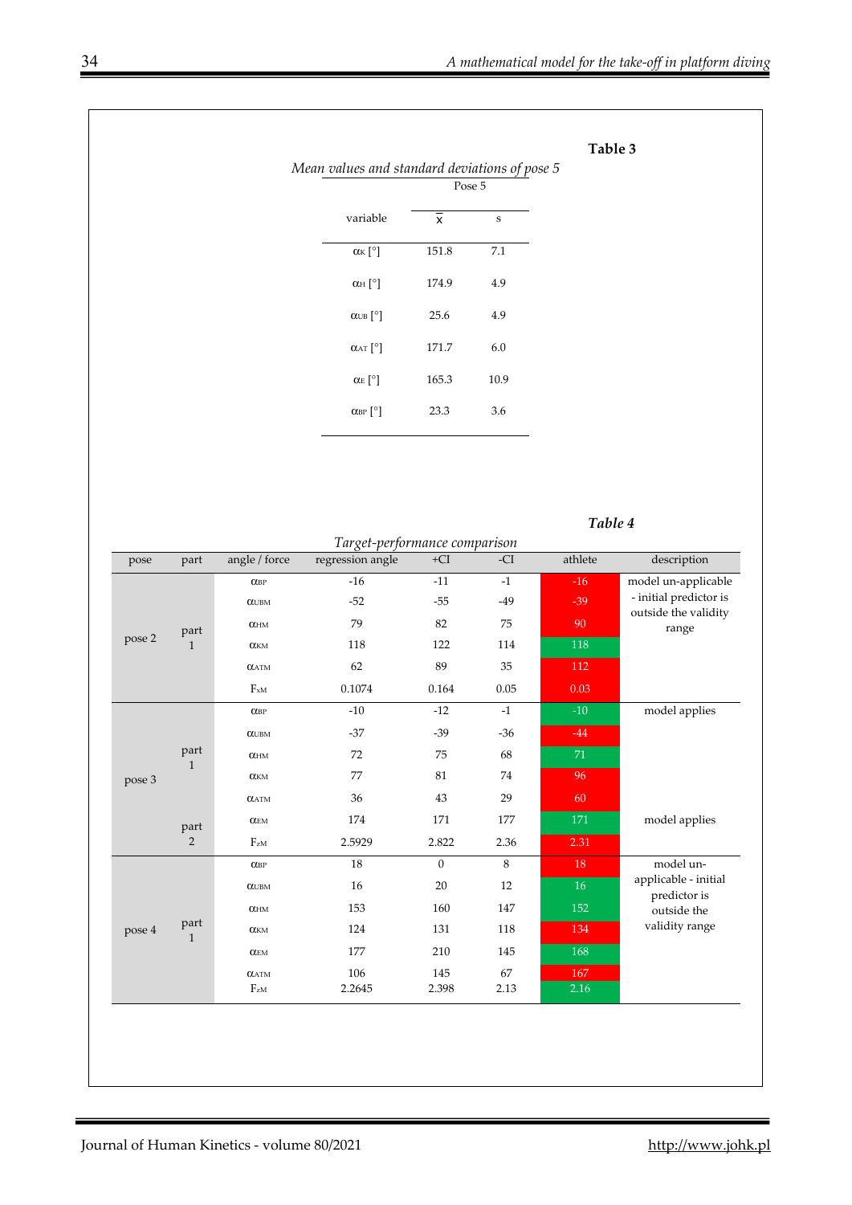**Table 3**

*Mean values and standard deviations of pose 5*

| variable | Pose 5 $\bar{x}$ | s |
|---|---|---|
| $\alpha_K$ [°] | 151.8 | 7.1 |
| $\alpha_H$ [°] | 174.9 | 4.9 |
| $\alpha_{UB}$ [°] | 25.6 | 4.9 |
| $\alpha_{AT}$ [°] | 171.7 | 6.0 |
| $\alpha_E$ [°] | 165.3 | 10.9 |
| $\alpha_{BP}$ [°] | 23.3 | 3.6 |

***Table 4***

*Target-performance comparison*

| pose | part | angle / force | regression angle | +CI | -CI | athlete | description |
|---|---|---|---|---|---|---|---|
| pose 2 | part 1 | $\alpha_{BP}$ | -16 | -11 | -1 | -16 | model un-applicable - initial predictor is outside the validity range |
| | | $\alpha_{UBM}$ | -52 | -55 | -49 | -39 | |
| | | $\alpha_{HM}$ | 79 | 82 | 75 | 90 | |
| | | $\alpha_{KM}$ | 118 | 122 | 114 | 118 | |
| | | $\alpha_{ATM}$ | 62 | 89 | 35 | 112 | |
| | | $F_{xM}$ | 0.1074 | 0.164 | 0.05 | 0.03 | |
| pose 3 | part 1 | $\alpha_{BP}$ | -10 | -12 | -1 | -10 | model applies |
| | | $\alpha_{UBM}$ | -37 | -39 | -36 | -44 | |
| | | $\alpha_{HM}$ | 72 | 75 | 68 | 71 | |
| | | $\alpha_{KM}$ | 77 | 81 | 74 | 96 | |
| | | $\alpha_{ATM}$ | 36 | 43 | 29 | 60 | |
| | part 2 | $\alpha_{EM}$ | 174 | 171 | 177 | 171 | model applies |
| | | $F_{zM}$ | 2.5929 | 2.822 | 2.36 | 2.31 | |
| pose 4 | part 1 | $\alpha_{BP}$ | 18 | 0 | 8 | 18 | model un-applicable - initial predictor is outside the validity range |
| | | $\alpha_{UBM}$ | 16 | 20 | 12 | 16 | |
| | | $\alpha_{HM}$ | 153 | 160 | 147 | 152 | |
| | | $\alpha_{KM}$ | 124 | 131 | 118 | 134 | |
| | | $\alpha_{EM}$ | 177 | 210 | 145 | 168 | |
| | | $\alpha_{ATM}$ | 106 | 145 | 67 | 167 | |
| | | $F_{zM}$ | 2.2645 | 2.398 | 2.13 | 2.16 | |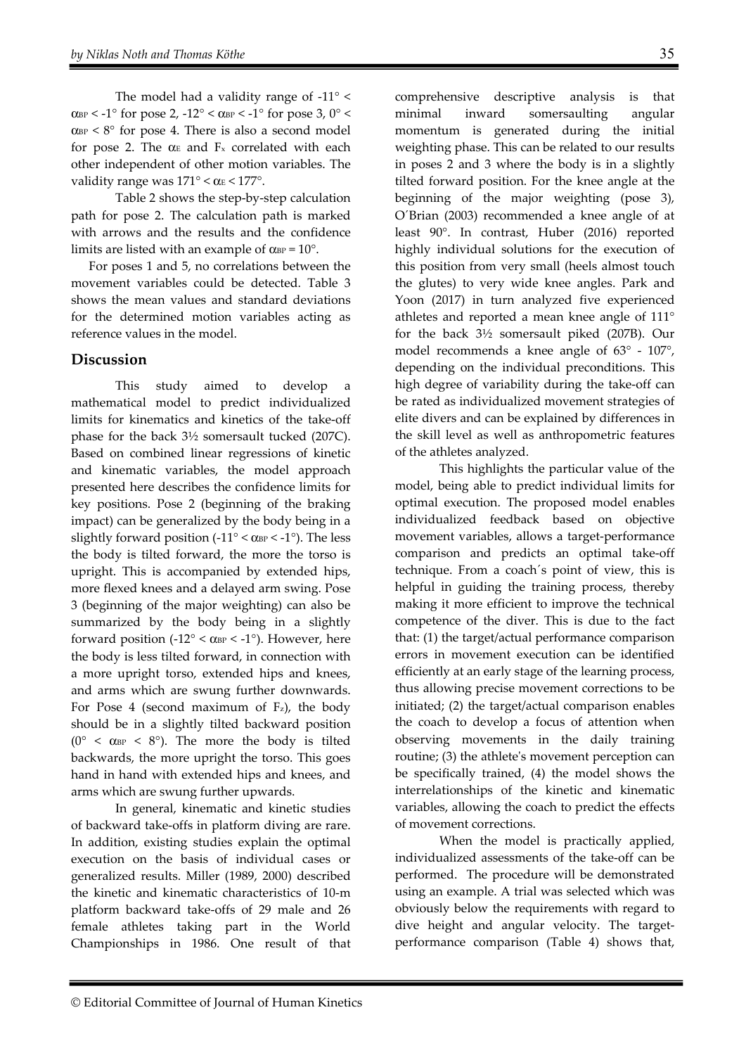The model had a validity range of -11° < $\alpha_{BP}$ < -1° for pose 2, -12° < $\alpha_{BP}$ < -1° for pose 3, 0° < $\alpha_{BP}$ < 8° for pose 4. There is also a second model for pose 2. The $\alpha_E$ and $F_x$ correlated with each other independent of other motion variables. The validity range was 171° < $\alpha_E$ < 177°.

Table 2 shows the step-by-step calculation path for pose 2. The calculation path is marked with arrows and the results and the confidence limits are listed with an example of $\alpha_{BP}$ = 10°.

For poses 1 and 5, no correlations between the movement variables could be detected. Table 3 shows the mean values and standard deviations for the determined motion variables acting as reference values in the model.

## Discussion

This study aimed to develop a mathematical model to predict individualized limits for kinematics and kinetics of the take-off phase for the back 3½ somersault tucked (207C). Based on combined linear regressions of kinetic and kinematic variables, the model approach presented here describes the confidence limits for key positions. Pose 2 (beginning of the braking impact) can be generalized by the body being in a slightly forward position (-11° < $\alpha_{BP}$ < -1°). The less the body is tilted forward, the more the torso is upright. This is accompanied by extended hips, more flexed knees and a delayed arm swing. Pose 3 (beginning of the major weighting) can also be summarized by the body being in a slightly forward position (-12° < $\alpha_{BP}$ < -1°). However, here the body is less tilted forward, in connection with a more upright torso, extended hips and knees, and arms which are swung further downwards. For Pose 4 (second maximum of $F_z$), the body should be in a slightly tilted backward position (0° < $\alpha_{BP}$ < 8°). The more the body is tilted backwards, the more upright the torso. This goes hand in hand with extended hips and knees, and arms which are swung further upwards.

In general, kinematic and kinetic studies of backward take-offs in platform diving are rare. In addition, existing studies explain the optimal execution on the basis of individual cases or generalized results. Miller (1989, 2000) described the kinetic and kinematic characteristics of 10-m platform backward take-offs of 29 male and 26 female athletes taking part in the World Championships in 1986. One result of that comprehensive descriptive analysis is that minimal inward somersaulting angular momentum is generated during the initial weighting phase. This can be related to our results in poses 2 and 3 where the body is in a slightly tilted forward position. For the knee angle at the beginning of the major weighting (pose 3), O´Brian (2003) recommended a knee angle of at least 90°. In contrast, Huber (2016) reported highly individual solutions for the execution of this position from very small (heels almost touch the glutes) to very wide knee angles. Park and Yoon (2017) in turn analyzed five experienced athletes and reported a mean knee angle of 111° for the back 3½ somersault piked (207B). Our model recommends a knee angle of 63° - 107°, depending on the individual preconditions. This high degree of variability during the take-off can be rated as individualized movement strategies of elite divers and can be explained by differences in the skill level as well as anthropometric features of the athletes analyzed.

This highlights the particular value of the model, being able to predict individual limits for optimal execution. The proposed model enables individualized feedback based on objective movement variables, allows a target-performance comparison and predicts an optimal take-off technique. From a coach´s point of view, this is helpful in guiding the training process, thereby making it more efficient to improve the technical competence of the diver. This is due to the fact that: (1) the target/actual performance comparison errors in movement execution can be identified efficiently at an early stage of the learning process, thus allowing precise movement corrections to be initiated; (2) the target/actual comparison enables the coach to develop a focus of attention when observing movements in the daily training routine; (3) the athlete's movement perception can be specifically trained, (4) the model shows the interrelationships of the kinetic and kinematic variables, allowing the coach to predict the effects of movement corrections.

When the model is practically applied, individualized assessments of the take-off can be performed. The procedure will be demonstrated using an example. A trial was selected which was obviously below the requirements with regard to dive height and angular velocity. The target-performance comparison (Table 4) shows that,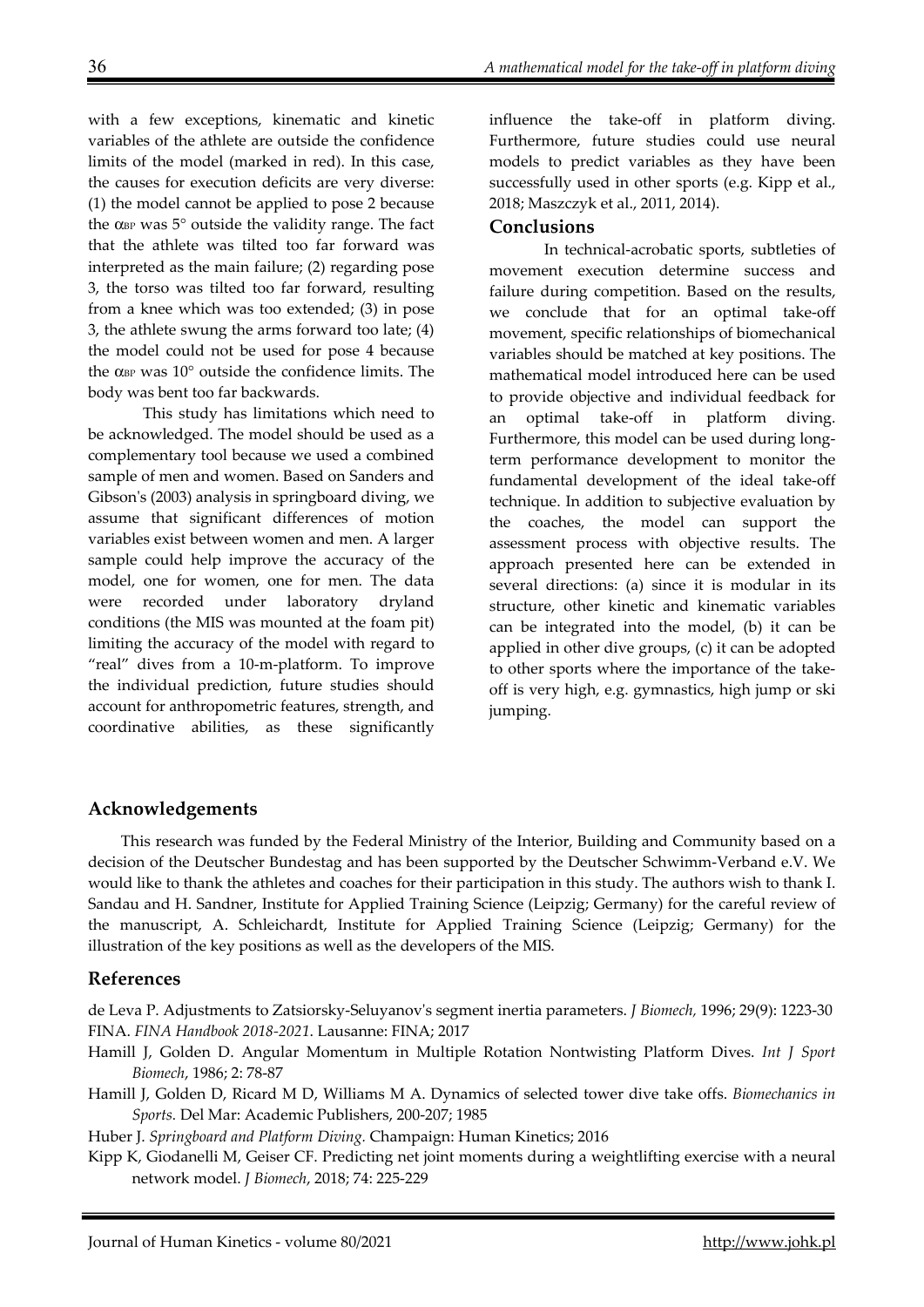with a few exceptions, kinematic and kinetic variables of the athlete are outside the confidence limits of the model (marked in red). In this case, the causes for execution deficits are very diverse: (1) the model cannot be applied to pose 2 because the $\alpha_{BP}$ was 5° outside the validity range. The fact that the athlete was tilted too far forward was interpreted as the main failure; (2) regarding pose 3, the torso was tilted too far forward, resulting from a knee which was too extended; (3) in pose 3, the athlete swung the arms forward too late; (4) the model could not be used for pose 4 because the $\alpha_{BP}$ was 10° outside the confidence limits. The body was bent too far backwards.

This study has limitations which need to be acknowledged. The model should be used as a complementary tool because we used a combined sample of men and women. Based on Sanders and Gibson's (2003) analysis in springboard diving, we assume that significant differences of motion variables exist between women and men. A larger sample could help improve the accuracy of the model, one for women, one for men. The data were recorded under laboratory dryland conditions (the MIS was mounted at the foam pit) limiting the accuracy of the model with regard to "real" dives from a 10-m-platform. To improve the individual prediction, future studies should account for anthropometric features, strength, and coordinative abilities, as these significantly influence the take-off in platform diving. Furthermore, future studies could use neural models to predict variables as they have been successfully used in other sports (e.g. Kipp et al., 2018; Maszczyk et al., 2011, 2014).

## Conclusions

In technical-acrobatic sports, subtleties of movement execution determine success and failure during competition. Based on the results, we conclude that for an optimal take-off movement, specific relationships of biomechanical variables should be matched at key positions. The mathematical model introduced here can be used to provide objective and individual feedback for an optimal take-off in platform diving. Furthermore, this model can be used during long-term performance development to monitor the fundamental development of the ideal take-off technique. In addition to subjective evaluation by the coaches, the model can support the assessment process with objective results. The approach presented here can be extended in several directions: (a) since it is modular in its structure, other kinetic and kinematic variables can be integrated into the model, (b) it can be applied in other dive groups, (c) it can be adopted to other sports where the importance of the take-off is very high, e.g. gymnastics, high jump or ski jumping.

## Acknowledgements

This research was funded by the Federal Ministry of the Interior, Building and Community based on a decision of the Deutscher Bundestag and has been supported by the Deutscher Schwimm-Verband e.V. We would like to thank the athletes and coaches for their participation in this study. The authors wish to thank I. Sandau and H. Sandner, Institute for Applied Training Science (Leipzig; Germany) for the careful review of the manuscript, A. Schleichardt, Institute for Applied Training Science (Leipzig; Germany) for the illustration of the key positions as well as the developers of the MIS.

## References

de Leva P. Adjustments to Zatsiorsky-Seluyanov's segment inertia parameters. *J Biomech,* 1996; 29(9): 1223-30

FINA. *FINA Handbook 2018-2021*. Lausanne: FINA; 2017

Hamill J, Golden D. Angular Momentum in Multiple Rotation Nontwisting Platform Dives. *Int J Sport Biomech*, 1986; 2: 78-87

Hamill J, Golden D, Ricard M D, Williams M A. Dynamics of selected tower dive take offs. *Biomechanics in Sports*. Del Mar: Academic Publishers, 200-207; 1985

Huber J. *Springboard and Platform Diving*. Champaign: Human Kinetics; 2016

Kipp K, Giodanelli M, Geiser CF. Predicting net joint moments during a weightlifting exercise with a neural network model. *J Biomech*, 2018; 74: 225-229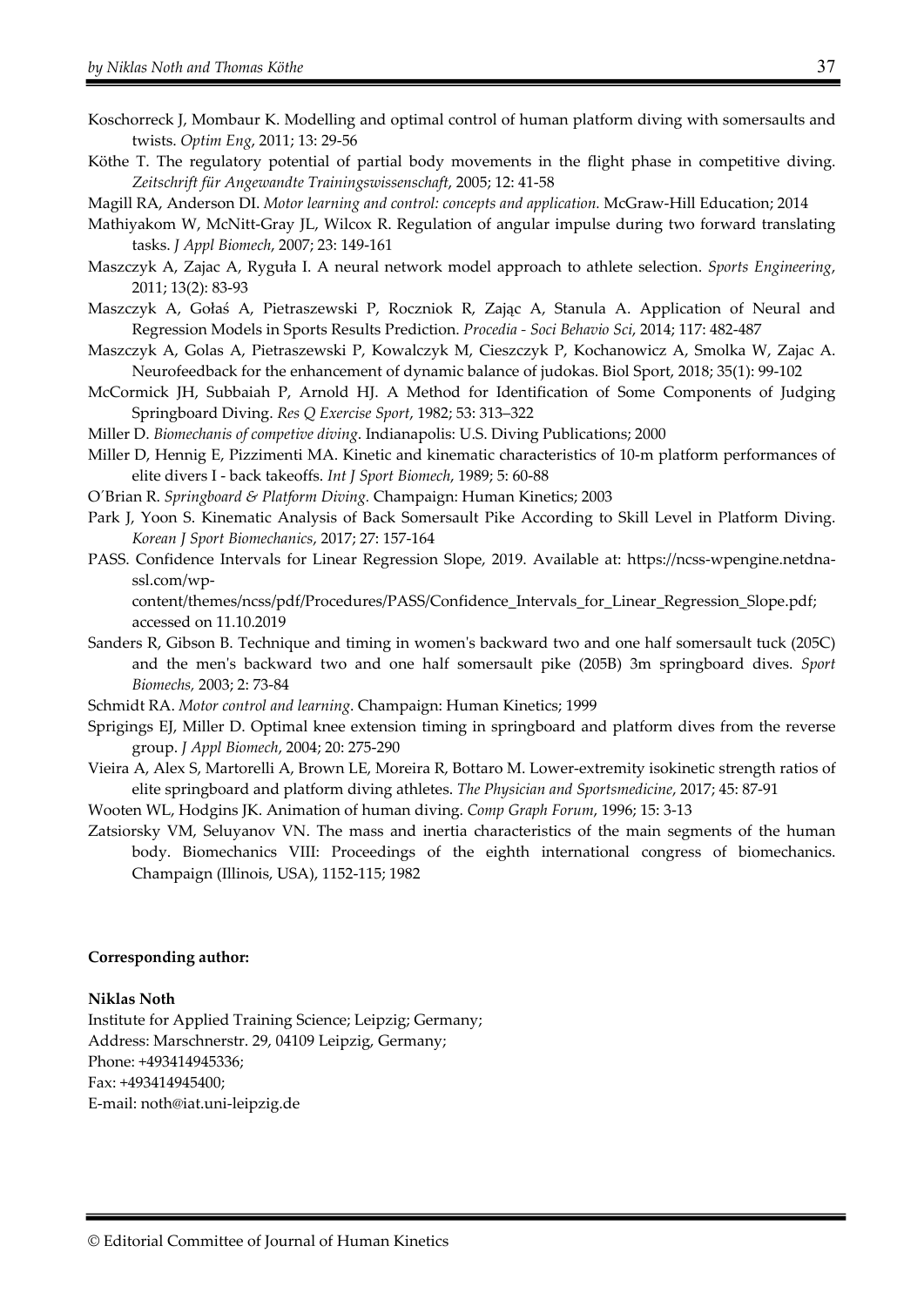Koschorreck J, Mombaur K. Modelling and optimal control of human platform diving with somersaults and twists. *Optim Eng*, 2011; 13: 29-56

Köthe T. The regulatory potential of partial body movements in the flight phase in competitive diving. *Zeitschrift für Angewandte Trainingswissenschaft*, 2005; 12: 41-58

Magill RA, Anderson DI. *Motor learning and control: concepts and application.* McGraw-Hill Education; 2014

Mathiyakom W, McNitt-Gray JL, Wilcox R. Regulation of angular impulse during two forward translating tasks. *J Appl Biomech*, 2007; 23: 149-161

Maszczyk A, Zajac A, Ryguła I. A neural network model approach to athlete selection. *Sports Engineering*, 2011; 13(2): 83-93

Maszczyk A, Gołaś A, Pietraszewski P, Roczniok R, Zając A, Stanula A. Application of Neural and Regression Models in Sports Results Prediction. *Procedia - Soci Behavio Sci*, 2014; 117: 482-487

Maszczyk A, Golas A, Pietraszewski P, Kowalczyk M, Cieszczyk P, Kochanowicz A, Smolka W, Zajac A. Neurofeedback for the enhancement of dynamic balance of judokas. Biol Sport, 2018; 35(1): 99-102

McCormick JH, Subbaiah P, Arnold HJ. A Method for Identification of Some Components of Judging Springboard Diving. *Res Q Exercise Sport*, 1982; 53: 313–322

Miller D. *Biomechanis of competive diving.* Indianapolis: U.S. Diving Publications; 2000

Miller D, Hennig E, Pizzimenti MA. Kinetic and kinematic characteristics of 10-m platform performances of elite divers I - back takeoffs. *Int J Sport Biomech*, 1989; 5: 60-88

O´Brian R. *Springboard & Platform Diving.* Champaign: Human Kinetics; 2003

Park J, Yoon S. Kinematic Analysis of Back Somersault Pike According to Skill Level in Platform Diving. *Korean J Sport Biomechanics*, 2017; 27: 157-164

PASS. Confidence Intervals for Linear Regression Slope, 2019. Available at: https://ncss-wpengine.netdna-ssl.com/wp-content/themes/ncss/pdf/Procedures/PASS/Confidence_Intervals_for_Linear_Regression_Slope.pdf; accessed on 11.10.2019

Sanders R, Gibson B. Technique and timing in women's backward two and one half somersault tuck (205C) and the men's backward two and one half somersault pike (205B) 3m springboard dives. *Sport Biomechs,* 2003; 2: 73-84

Schmidt RA. *Motor control and learning.* Champaign: Human Kinetics; 1999

Sprigings EJ, Miller D. Optimal knee extension timing in springboard and platform dives from the reverse group. *J Appl Biomech*, 2004; 20: 275-290

Vieira A, Alex S, Martorelli A, Brown LE, Moreira R, Bottaro M. Lower-extremity isokinetic strength ratios of elite springboard and platform diving athletes. *The Physician and Sportsmedicine*, 2017; 45: 87-91

Wooten WL, Hodgins JK. Animation of human diving. *Comp Graph Forum*, 1996; 15: 3-13

Zatsiorsky VM, Seluyanov VN. The mass and inertia characteristics of the main segments of the human body. Biomechanics VIII: Proceedings of the eighth international congress of biomechanics. Champaign (Illinois, USA), 1152-115; 1982

**Corresponding author:**

**Niklas Noth**

Institute for Applied Training Science; Leipzig; Germany;
Address: Marschnerstr. 29, 04109 Leipzig, Germany;
Phone: +493414945336;
Fax: +493414945400;
E-mail: noth@iat.uni-leipzig.de